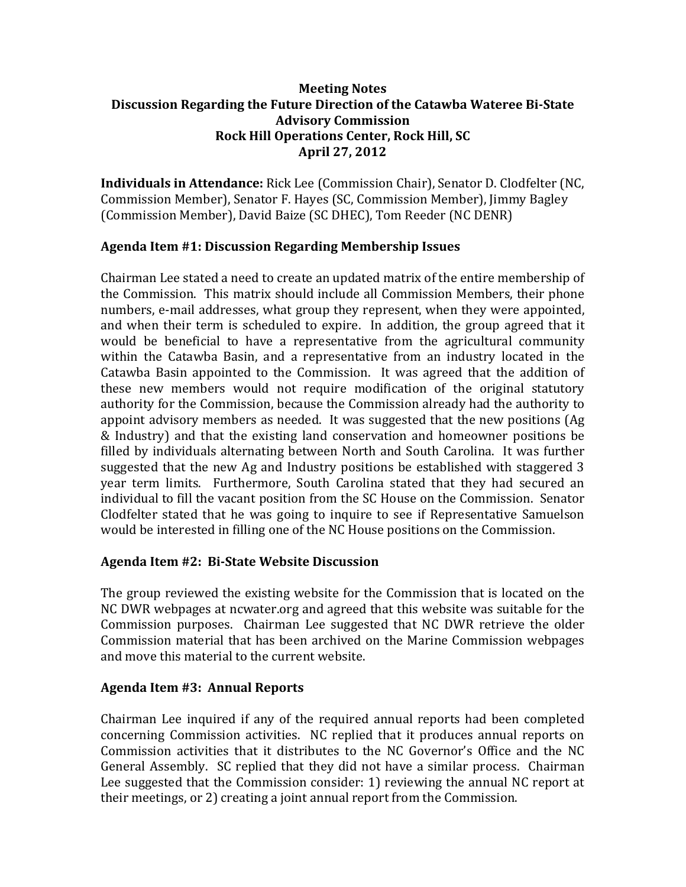**Meeting Notes**
**Discussion Regarding the Future Direction of the Catawba Wateree Bi-State Advisory Commission**
**Rock Hill Operations Center, Rock Hill, SC**
**April 27, 2012**

**Individuals in Attendance:** Rick Lee (Commission Chair), Senator D. Clodfelter (NC, Commission Member), Senator F. Hayes (SC, Commission Member), Jimmy Bagley (Commission Member), David Baize (SC DHEC), Tom Reeder (NC DENR)

**Agenda Item #1: Discussion Regarding Membership Issues**

Chairman Lee stated a need to create an updated matrix of the entire membership of the Commission. This matrix should include all Commission Members, their phone numbers, e-mail addresses, what group they represent, when they were appointed, and when their term is scheduled to expire. In addition, the group agreed that it would be beneficial to have a representative from the agricultural community within the Catawba Basin, and a representative from an industry located in the Catawba Basin appointed to the Commission. It was agreed that the addition of these new members would not require modification of the original statutory authority for the Commission, because the Commission already had the authority to appoint advisory members as needed. It was suggested that the new positions (Ag & Industry) and that the existing land conservation and homeowner positions be filled by individuals alternating between North and South Carolina. It was further suggested that the new Ag and Industry positions be established with staggered 3 year term limits. Furthermore, South Carolina stated that they had secured an individual to fill the vacant position from the SC House on the Commission. Senator Clodfelter stated that he was going to inquire to see if Representative Samuelson would be interested in filling one of the NC House positions on the Commission.

**Agenda Item #2: Bi-State Website Discussion**

The group reviewed the existing website for the Commission that is located on the NC DWR webpages at ncwater.org and agreed that this website was suitable for the Commission purposes. Chairman Lee suggested that NC DWR retrieve the older Commission material that has been archived on the Marine Commission webpages and move this material to the current website.

**Agenda Item #3: Annual Reports**

Chairman Lee inquired if any of the required annual reports had been completed concerning Commission activities. NC replied that it produces annual reports on Commission activities that it distributes to the NC Governor's Office and the NC General Assembly. SC replied that they did not have a similar process. Chairman Lee suggested that the Commission consider: 1) reviewing the annual NC report at their meetings, or 2) creating a joint annual report from the Commission.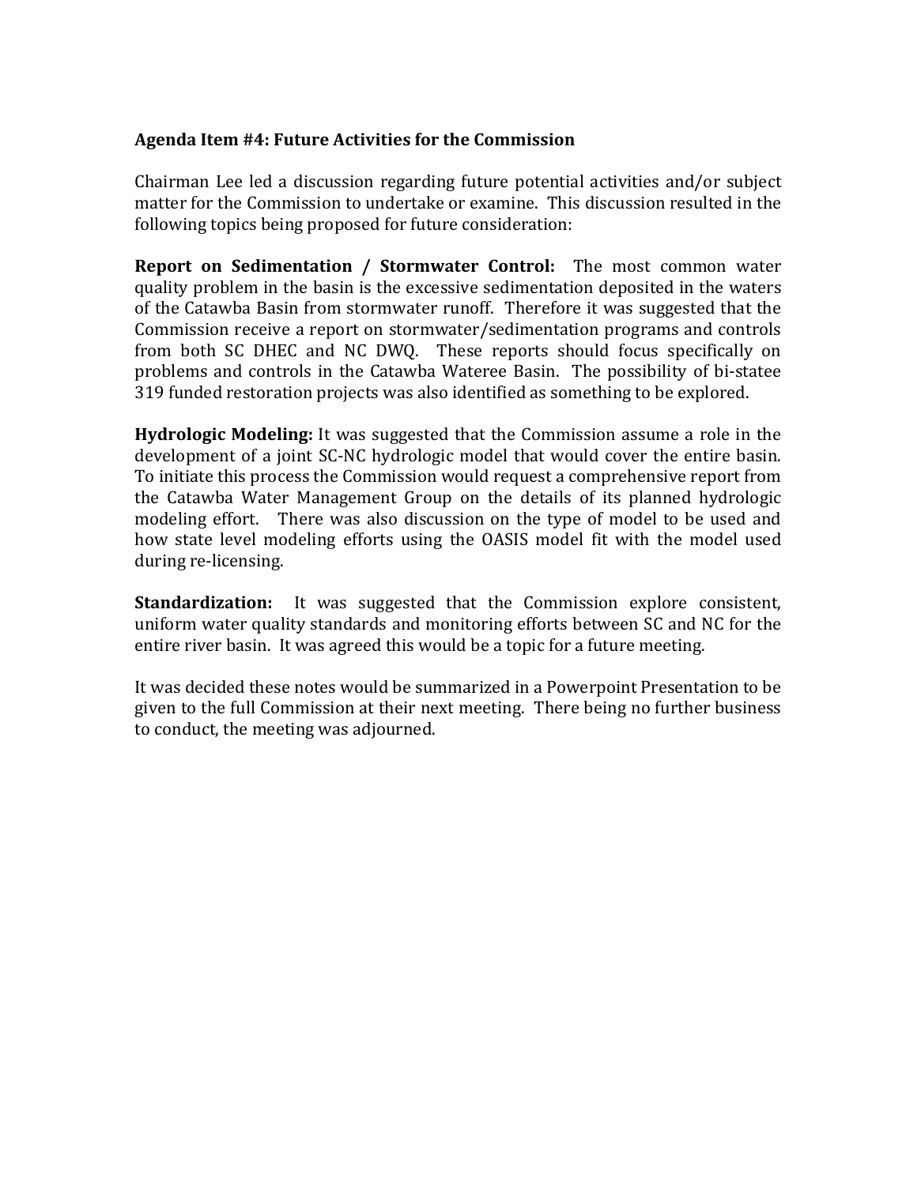**Agenda Item #4: Future Activities for the Commission**

Chairman Lee led a discussion regarding future potential activities and/or subject matter for the Commission to undertake or examine. This discussion resulted in the following topics being proposed for future consideration:

**Report on Sedimentation / Stormwater Control:** The most common water quality problem in the basin is the excessive sedimentation deposited in the waters of the Catawba Basin from stormwater runoff. Therefore it was suggested that the Commission receive a report on stormwater/sedimentation programs and controls from both SC DHEC and NC DWQ. These reports should focus specifically on problems and controls in the Catawba Wateree Basin. The possibility of bi-statee 319 funded restoration projects was also identified as something to be explored.

**Hydrologic Modeling:** It was suggested that the Commission assume a role in the development of a joint SC-NC hydrologic model that would cover the entire basin. To initiate this process the Commission would request a comprehensive report from the Catawba Water Management Group on the details of its planned hydrologic modeling effort. There was also discussion on the type of model to be used and how state level modeling efforts using the OASIS model fit with the model used during re-licensing.

**Standardization:** It was suggested that the Commission explore consistent, uniform water quality standards and monitoring efforts between SC and NC for the entire river basin. It was agreed this would be a topic for a future meeting.

It was decided these notes would be summarized in a Powerpoint Presentation to be given to the full Commission at their next meeting. There being no further business to conduct, the meeting was adjourned.